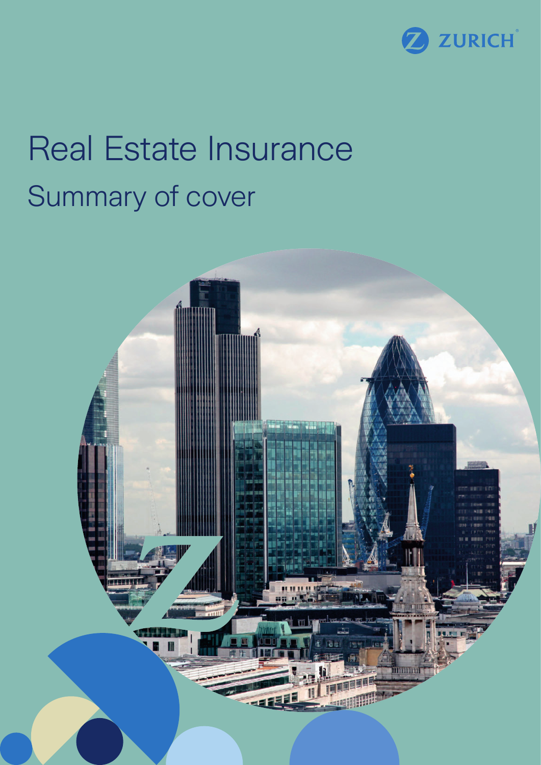ZURICH

# Real Estate Insurance

## Summary of cover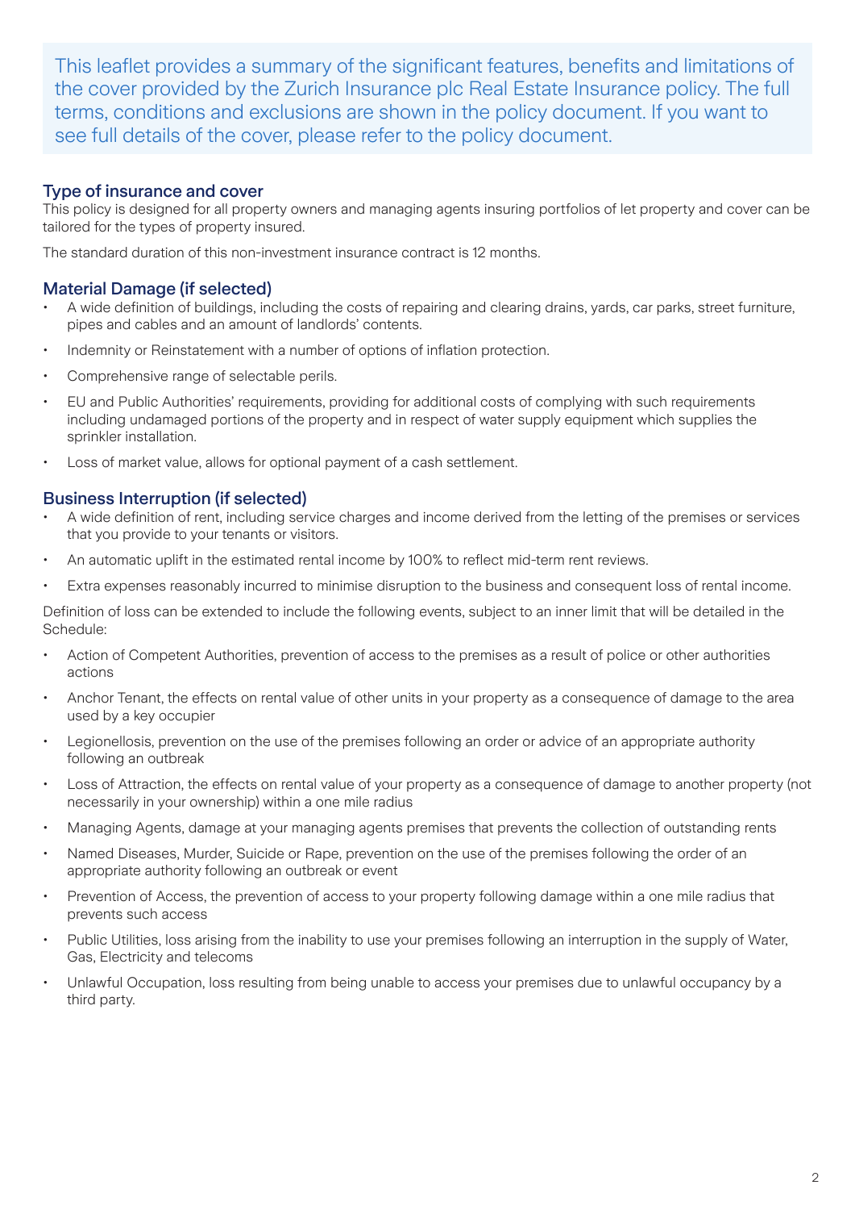This leaflet provides a summary of the significant features, benefits and limitations of the cover provided by the Zurich Insurance plc Real Estate Insurance policy. The full terms, conditions and exclusions are shown in the policy document. If you want to see full details of the cover, please refer to the policy document.

## Type of insurance and cover

This policy is designed for all property owners and managing agents insuring portfolios of let property and cover can be tailored for the types of property insured.

The standard duration of this non-investment insurance contract is 12 months.

## Material Damage (if selected)

- A wide definition of buildings, including the costs of repairing and clearing drains, yards, car parks, street furniture, pipes and cables and an amount of landlords' contents.
- Indemnity or Reinstatement with a number of options of inflation protection.
- Comprehensive range of selectable perils.
- EU and Public Authorities' requirements, providing for additional costs of complying with such requirements including undamaged portions of the property and in respect of water supply equipment which supplies the sprinkler installation.
- Loss of market value, allows for optional payment of a cash settlement.

## Business Interruption (if selected)

- A wide definition of rent, including service charges and income derived from the letting of the premises or services that you provide to your tenants or visitors.
- An automatic uplift in the estimated rental income by 100% to reflect mid-term rent reviews.
- Extra expenses reasonably incurred to minimise disruption to the business and consequent loss of rental income.

Definition of loss can be extended to include the following events, subject to an inner limit that will be detailed in the Schedule:

- Action of Competent Authorities, prevention of access to the premises as a result of police or other authorities actions
- Anchor Tenant, the effects on rental value of other units in your property as a consequence of damage to the area used by a key occupier
- Legionellosis, prevention on the use of the premises following an order or advice of an appropriate authority following an outbreak
- Loss of Attraction, the effects on rental value of your property as a consequence of damage to another property (not necessarily in your ownership) within a one mile radius
- Managing Agents, damage at your managing agents premises that prevents the collection of outstanding rents
- Named Diseases, Murder, Suicide or Rape, prevention on the use of the premises following the order of an appropriate authority following an outbreak or event
- Prevention of Access, the prevention of access to your property following damage within a one mile radius that prevents such access
- Public Utilities, loss arising from the inability to use your premises following an interruption in the supply of Water, Gas, Electricity and telecoms
- Unlawful Occupation, loss resulting from being unable to access your premises due to unlawful occupancy by a third party.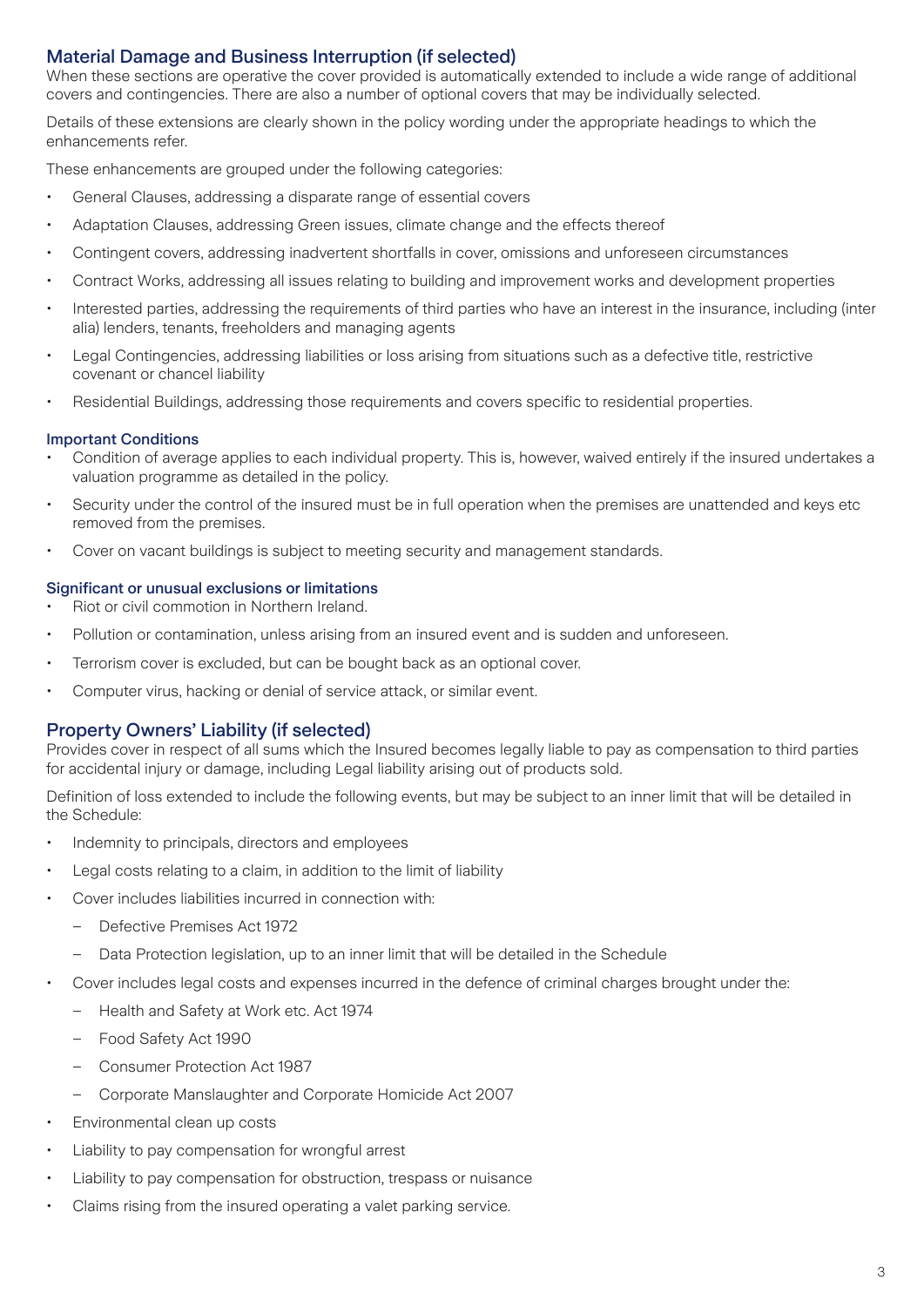## Material Damage and Business Interruption (if selected)

When these sections are operative the cover provided is automatically extended to include a wide range of additional covers and contingencies. There are also a number of optional covers that may be individually selected.

Details of these extensions are clearly shown in the policy wording under the appropriate headings to which the enhancements refer.

These enhancements are grouped under the following categories:

- General Clauses, addressing a disparate range of essential covers
- Adaptation Clauses, addressing Green issues, climate change and the effects thereof
- Contingent covers, addressing inadvertent shortfalls in cover, omissions and unforeseen circumstances
- Contract Works, addressing all issues relating to building and improvement works and development properties
- Interested parties, addressing the requirements of third parties who have an interest in the insurance, including (inter alia) lenders, tenants, freeholders and managing agents
- Legal Contingencies, addressing liabilities or loss arising from situations such as a defective title, restrictive covenant or chancel liability
- Residential Buildings, addressing those requirements and covers specific to residential properties.

### Important Conditions

- Condition of average applies to each individual property. This is, however, waived entirely if the insured undertakes a valuation programme as detailed in the policy.
- Security under the control of the insured must be in full operation when the premises are unattended and keys etc removed from the premises.
- Cover on vacant buildings is subject to meeting security and management standards.

### Significant or unusual exclusions or limitations

- Riot or civil commotion in Northern Ireland.
- Pollution or contamination, unless arising from an insured event and is sudden and unforeseen.
- Terrorism cover is excluded, but can be bought back as an optional cover.
- Computer virus, hacking or denial of service attack, or similar event.

## Property Owners' Liability (if selected)

Provides cover in respect of all sums which the Insured becomes legally liable to pay as compensation to third parties for accidental injury or damage, including Legal liability arising out of products sold.

Definition of loss extended to include the following events, but may be subject to an inner limit that will be detailed in the Schedule:

- Indemnity to principals, directors and employees
- Legal costs relating to a claim, in addition to the limit of liability
- Cover includes liabilities incurred in connection with:
  - Defective Premises Act 1972
  - Data Protection legislation, up to an inner limit that will be detailed in the Schedule
- Cover includes legal costs and expenses incurred in the defence of criminal charges brought under the:
  - Health and Safety at Work etc. Act 1974
  - Food Safety Act 1990
  - Consumer Protection Act 1987
  - Corporate Manslaughter and Corporate Homicide Act 2007
- Environmental clean up costs
- Liability to pay compensation for wrongful arrest
- Liability to pay compensation for obstruction, trespass or nuisance
- Claims rising from the insured operating a valet parking service.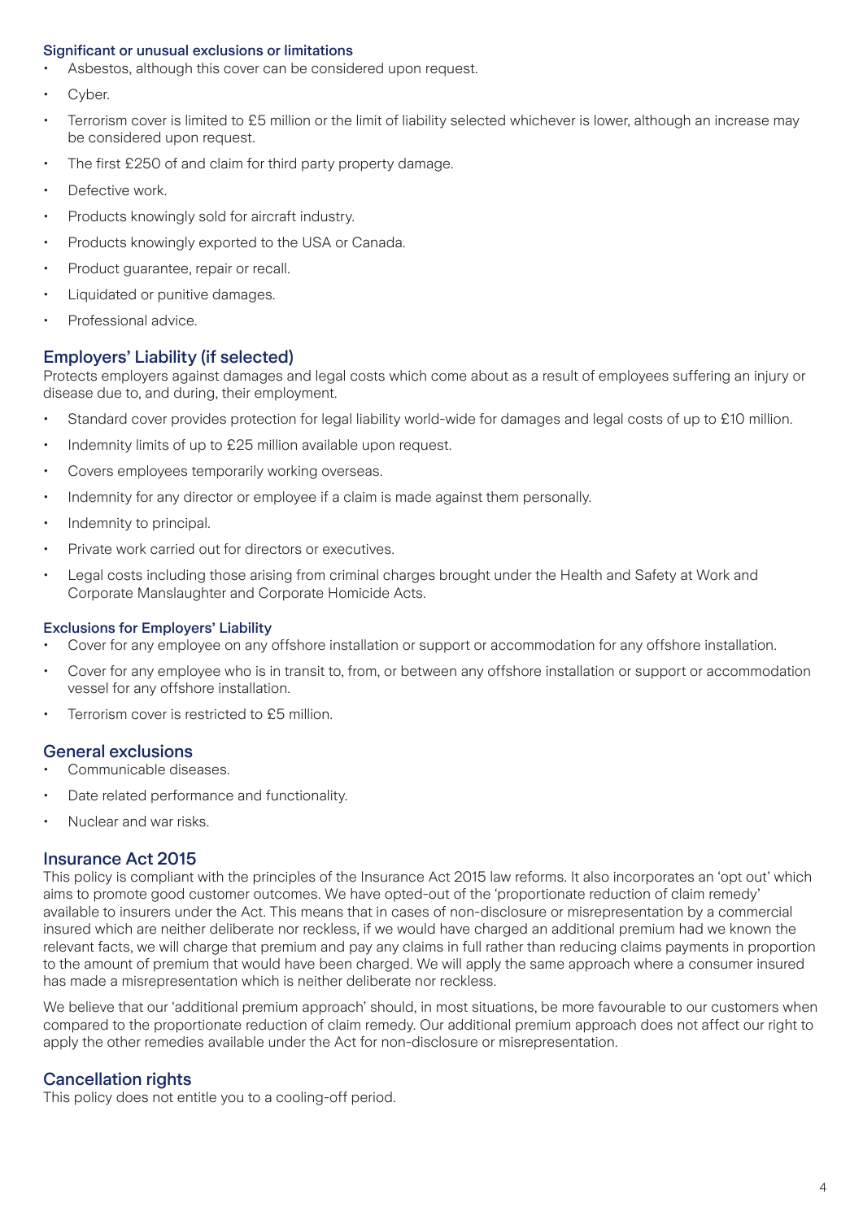### Significant or unusual exclusions or limitations

- Asbestos, although this cover can be considered upon request.
- Cyber.
- Terrorism cover is limited to £5 million or the limit of liability selected whichever is lower, although an increase may be considered upon request.
- The first £250 of and claim for third party property damage.
- Defective work.
- Products knowingly sold for aircraft industry.
- Products knowingly exported to the USA or Canada.
- Product guarantee, repair or recall.
- Liquidated or punitive damages.
- Professional advice.

## Employers' Liability (if selected)

Protects employers against damages and legal costs which come about as a result of employees suffering an injury or disease due to, and during, their employment.

- Standard cover provides protection for legal liability world-wide for damages and legal costs of up to £10 million.
- Indemnity limits of up to £25 million available upon request.
- Covers employees temporarily working overseas.
- Indemnity for any director or employee if a claim is made against them personally.
- Indemnity to principal.
- Private work carried out for directors or executives.
- Legal costs including those arising from criminal charges brought under the Health and Safety at Work and Corporate Manslaughter and Corporate Homicide Acts.

### Exclusions for Employers' Liability

- Cover for any employee on any offshore installation or support or accommodation for any offshore installation.
- Cover for any employee who is in transit to, from, or between any offshore installation or support or accommodation vessel for any offshore installation.
- Terrorism cover is restricted to £5 million.

## General exclusions

- Communicable diseases.
- Date related performance and functionality.
- Nuclear and war risks.

## Insurance Act 2015

This policy is compliant with the principles of the Insurance Act 2015 law reforms. It also incorporates an 'opt out' which aims to promote good customer outcomes. We have opted-out of the 'proportionate reduction of claim remedy' available to insurers under the Act. This means that in cases of non-disclosure or misrepresentation by a commercial insured which are neither deliberate nor reckless, if we would have charged an additional premium had we known the relevant facts, we will charge that premium and pay any claims in full rather than reducing claims payments in proportion to the amount of premium that would have been charged. We will apply the same approach where a consumer insured has made a misrepresentation which is neither deliberate nor reckless.

We believe that our 'additional premium approach' should, in most situations, be more favourable to our customers when compared to the proportionate reduction of claim remedy. Our additional premium approach does not affect our right to apply the other remedies available under the Act for non-disclosure or misrepresentation.

## Cancellation rights

This policy does not entitle you to a cooling-off period.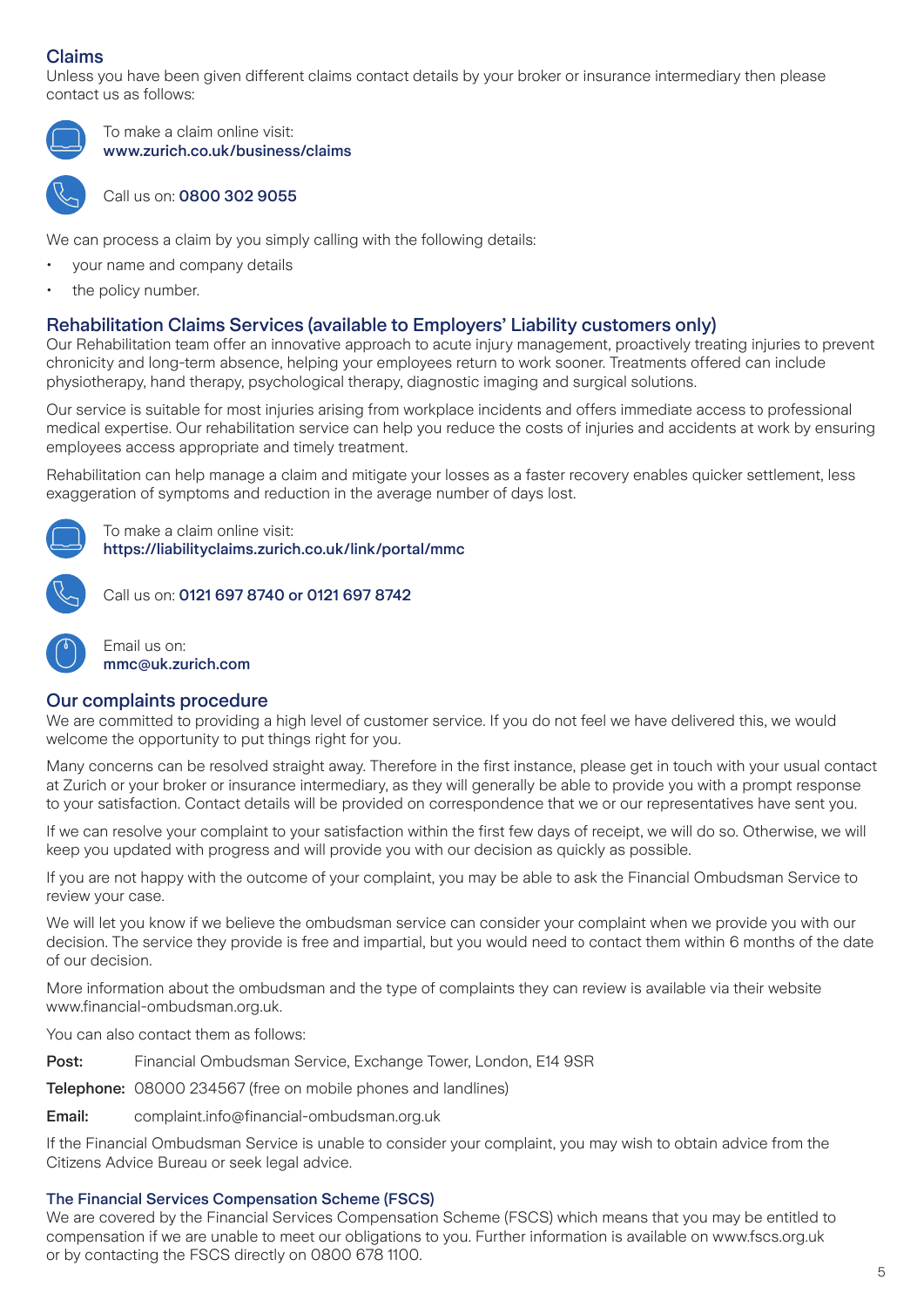## Claims

Unless you have been given different claims contact details by your broker or insurance intermediary then please contact us as follows:

To make a claim online visit:
**www.zurich.co.uk/business/claims**

Call us on: **0800 302 9055**

We can process a claim by you simply calling with the following details:

- your name and company details
- the policy number.

## Rehabilitation Claims Services (available to Employers' Liability customers only)

Our Rehabilitation team offer an innovative approach to acute injury management, proactively treating injuries to prevent chronicity and long-term absence, helping your employees return to work sooner. Treatments offered can include physiotherapy, hand therapy, psychological therapy, diagnostic imaging and surgical solutions.

Our service is suitable for most injuries arising from workplace incidents and offers immediate access to professional medical expertise. Our rehabilitation service can help you reduce the costs of injuries and accidents at work by ensuring employees access appropriate and timely treatment.

Rehabilitation can help manage a claim and mitigate your losses as a faster recovery enables quicker settlement, less exaggeration of symptoms and reduction in the average number of days lost.

To make a claim online visit:
**https://liabilityclaims.zurich.co.uk/link/portal/mmc**

Call us on: **0121 697 8740 or 0121 697 8742**

Email us on:
**mmc@uk.zurich.com**

## Our complaints procedure

We are committed to providing a high level of customer service. If you do not feel we have delivered this, we would welcome the opportunity to put things right for you.

Many concerns can be resolved straight away. Therefore in the first instance, please get in touch with your usual contact at Zurich or your broker or insurance intermediary, as they will generally be able to provide you with a prompt response to your satisfaction. Contact details will be provided on correspondence that we or our representatives have sent you.

If we can resolve your complaint to your satisfaction within the first few days of receipt, we will do so. Otherwise, we will keep you updated with progress and will provide you with our decision as quickly as possible.

If you are not happy with the outcome of your complaint, you may be able to ask the Financial Ombudsman Service to review your case.

We will let you know if we believe the ombudsman service can consider your complaint when we provide you with our decision. The service they provide is free and impartial, but you would need to contact them within 6 months of the date of our decision.

More information about the ombudsman and the type of complaints they can review is available via their website www.financial-ombudsman.org.uk.

You can also contact them as follows:

**Post:** Financial Ombudsman Service, Exchange Tower, London, E14 9SR

**Telephone:** 08000 234567 (free on mobile phones and landlines)

**Email:** complaint.info@financial-ombudsman.org.uk

If the Financial Ombudsman Service is unable to consider your complaint, you may wish to obtain advice from the Citizens Advice Bureau or seek legal advice.

### The Financial Services Compensation Scheme (FSCS)

We are covered by the Financial Services Compensation Scheme (FSCS) which means that you may be entitled to compensation if we are unable to meet our obligations to you. Further information is available on www.fscs.org.uk or by contacting the FSCS directly on 0800 678 1100.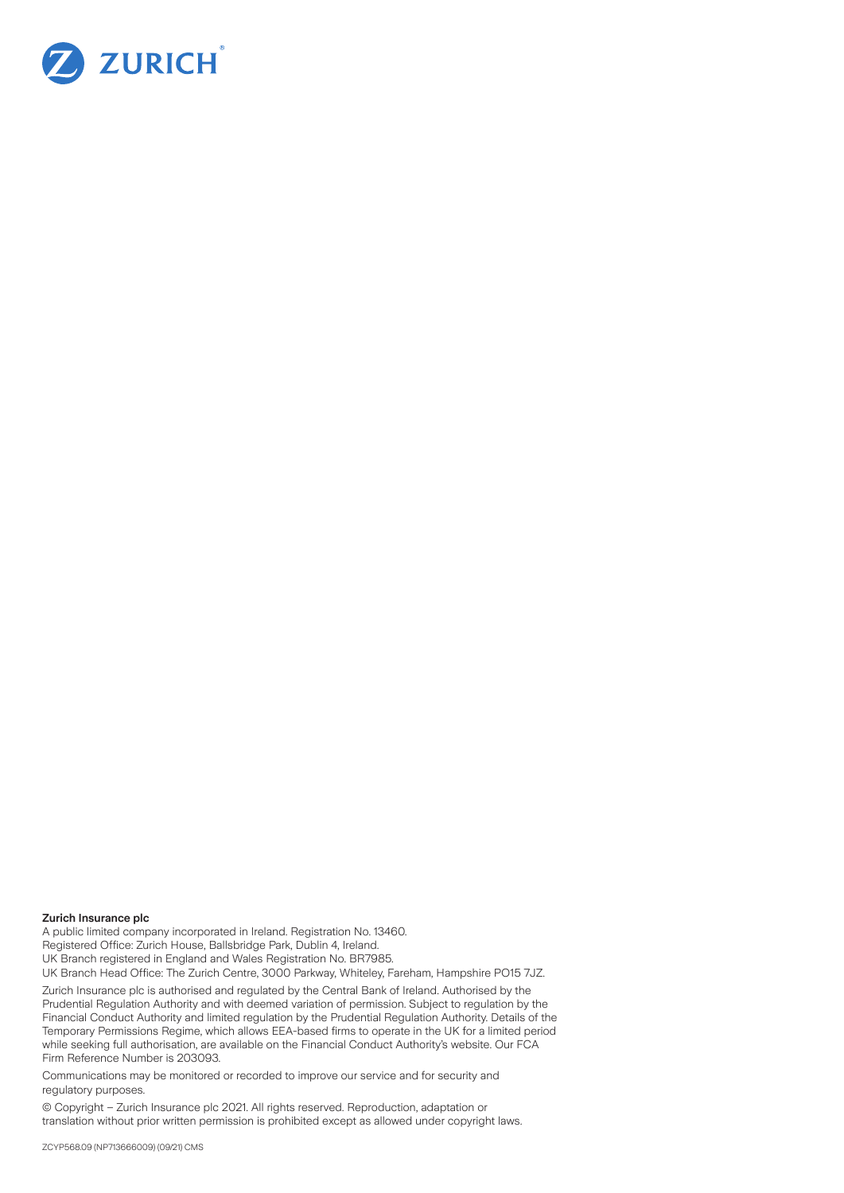ZURICH®

**Zurich Insurance plc**
A public limited company incorporated in Ireland. Registration No. 13460.
Registered Office: Zurich House, Ballsbridge Park, Dublin 4, Ireland.
UK Branch registered in England and Wales Registration No. BR7985.
UK Branch Head Office: The Zurich Centre, 3000 Parkway, Whiteley, Fareham, Hampshire PO15 7JZ.

Zurich Insurance plc is authorised and regulated by the Central Bank of Ireland. Authorised by the Prudential Regulation Authority and with deemed variation of permission. Subject to regulation by the Financial Conduct Authority and limited regulation by the Prudential Regulation Authority. Details of the Temporary Permissions Regime, which allows EEA-based firms to operate in the UK for a limited period while seeking full authorisation, are available on the Financial Conduct Authority's website. Our FCA Firm Reference Number is 203093.

Communications may be monitored or recorded to improve our service and for security and regulatory purposes.

© Copyright – Zurich Insurance plc 2021. All rights reserved. Reproduction, adaptation or translation without prior written permission is prohibited except as allowed under copyright laws.

ZCYP568.09 (NP713666009) (09/21) CMS